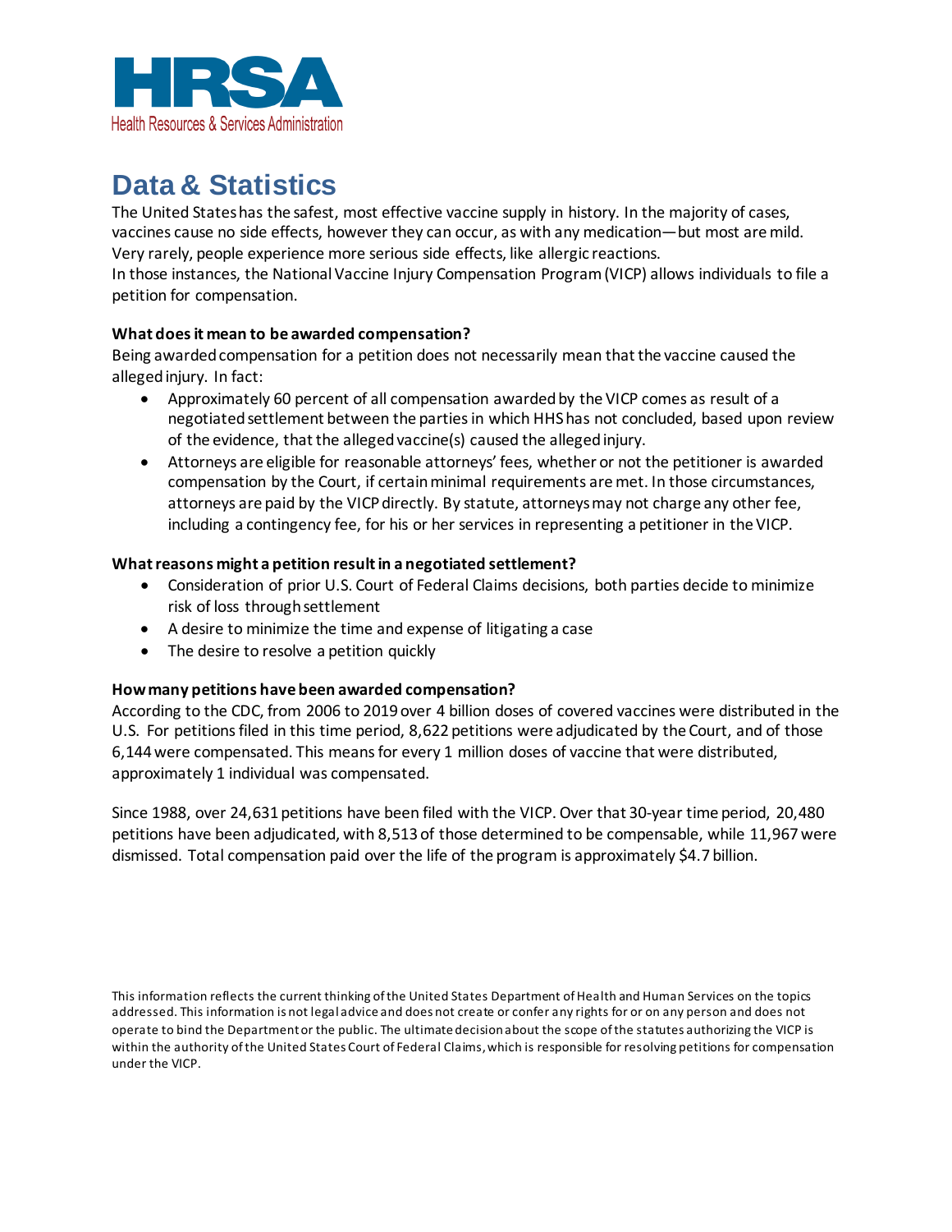HRSA
Health Resources & Services Administration

# Data & Statistics

The United States has the safest, most effective vaccine supply in history. In the majority of cases, vaccines cause no side effects, however they can occur, as with any medication—but most are mild. Very rarely, people experience more serious side effects, like allergic reactions.
In those instances, the National Vaccine Injury Compensation Program (VICP) allows individuals to file a petition for compensation.

**What does it mean to be awarded compensation?**

Being awarded compensation for a petition does not necessarily mean that the vaccine caused the alleged injury. In fact:

- Approximately 60 percent of all compensation awarded by the VICP comes as result of a negotiated settlement between the parties in which HHS has not concluded, based upon review of the evidence, that the alleged vaccine(s) caused the alleged injury.
- Attorneys are eligible for reasonable attorneys' fees, whether or not the petitioner is awarded compensation by the Court, if certain minimal requirements are met. In those circumstances, attorneys are paid by the VICP directly. By statute, attorneys may not charge any other fee, including a contingency fee, for his or her services in representing a petitioner in the VICP.

**What reasons might a petition result in a negotiated settlement?**

- Consideration of prior U.S. Court of Federal Claims decisions, both parties decide to minimize risk of loss through settlement
- A desire to minimize the time and expense of litigating a case
- The desire to resolve a petition quickly

**How many petitions have been awarded compensation?**

According to the CDC, from 2006 to 2019 over 4 billion doses of covered vaccines were distributed in the U.S. For petitions filed in this time period, 8,622 petitions were adjudicated by the Court, and of those 6,144 were compensated. This means for every 1 million doses of vaccine that were distributed, approximately 1 individual was compensated.

Since 1988, over 24,631 petitions have been filed with the VICP. Over that 30-year time period, 20,480 petitions have been adjudicated, with 8,513 of those determined to be compensable, while 11,967 were dismissed. Total compensation paid over the life of the program is approximately $4.7 billion.

This information reflects the current thinking of the United States Department of Health and Human Services on the topics addressed. This information is not legal advice and does not create or confer any rights for or on any person and does not operate to bind the Department or the public. The ultimate decision about the scope of the statutes authorizing the VICP is within the authority of the United States Court of Federal Claims, which is responsible for resolving petitions for compensation under the VICP.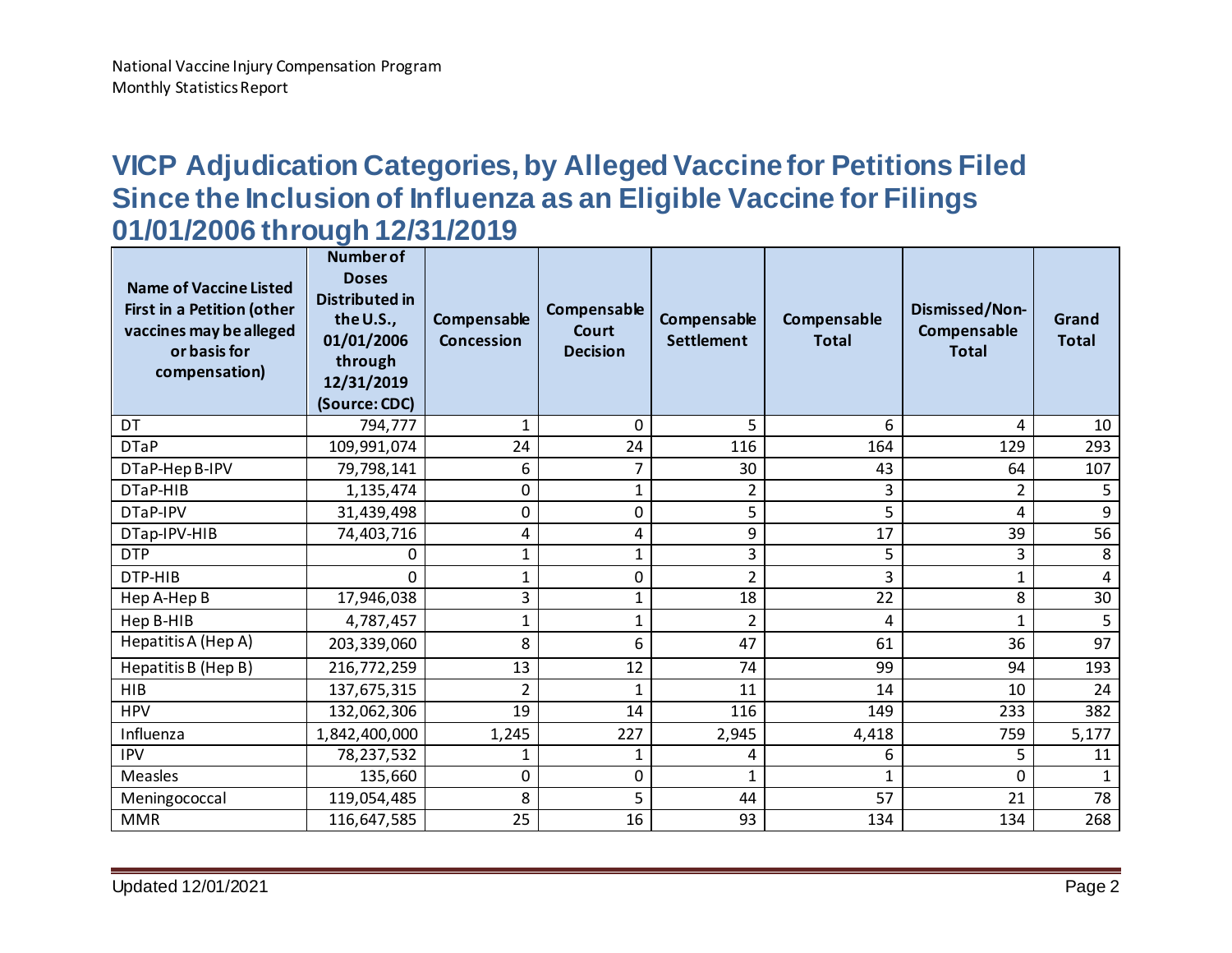National Vaccine Injury Compensation Program
Monthly Statistics Report

## VICP Adjudication Categories, by Alleged Vaccine for Petitions Filed Since the Inclusion of Influenza as an Eligible Vaccine for Filings 01/01/2006 through 12/31/2019

| Name of Vaccine Listed First in a Petition (other vaccines may be alleged or basis for compensation) | Number of Doses Distributed in the U.S., 01/01/2006 through 12/31/2019 (Source: CDC) | Compensable Concession | Compensable Court Decision | Compensable Settlement | Compensable Total | Dismissed/Non-Compensable Total | Grand Total |
|---|---|---|---|---|---|---|---|
| DT | 794,777 | 1 | 0 | 5 | 6 | 4 | 10 |
| DTaP | 109,991,074 | 24 | 24 | 116 | 164 | 129 | 293 |
| DTaP-Hep B-IPV | 79,798,141 | 6 | 7 | 30 | 43 | 64 | 107 |
| DTaP-HIB | 1,135,474 | 0 | 1 | 2 | 3 | 2 | 5 |
| DTaP-IPV | 31,439,498 | 0 | 0 | 5 | 5 | 4 | 9 |
| DTap-IPV-HIB | 74,403,716 | 4 | 4 | 9 | 17 | 39 | 56 |
| DTP | 0 | 1 | 1 | 3 | 5 | 3 | 8 |
| DTP-HIB | 0 | 1 | 0 | 2 | 3 | 1 | 4 |
| Hep A-Hep B | 17,946,038 | 3 | 1 | 18 | 22 | 8 | 30 |
| Hep B-HIB | 4,787,457 | 1 | 1 | 2 | 4 | 1 | 5 |
| Hepatitis A (Hep A) | 203,339,060 | 8 | 6 | 47 | 61 | 36 | 97 |
| Hepatitis B (Hep B) | 216,772,259 | 13 | 12 | 74 | 99 | 94 | 193 |
| HIB | 137,675,315 | 2 | 1 | 11 | 14 | 10 | 24 |
| HPV | 132,062,306 | 19 | 14 | 116 | 149 | 233 | 382 |
| Influenza | 1,842,400,000 | 1,245 | 227 | 2,945 | 4,418 | 759 | 5,177 |
| IPV | 78,237,532 | 1 | 1 | 4 | 6 | 5 | 11 |
| Measles | 135,660 | 0 | 0 | 1 | 1 | 0 | 1 |
| Meningococcal | 119,054,485 | 8 | 5 | 44 | 57 | 21 | 78 |
| MMR | 116,647,585 | 25 | 16 | 93 | 134 | 134 | 268 |

Updated 12/01/2021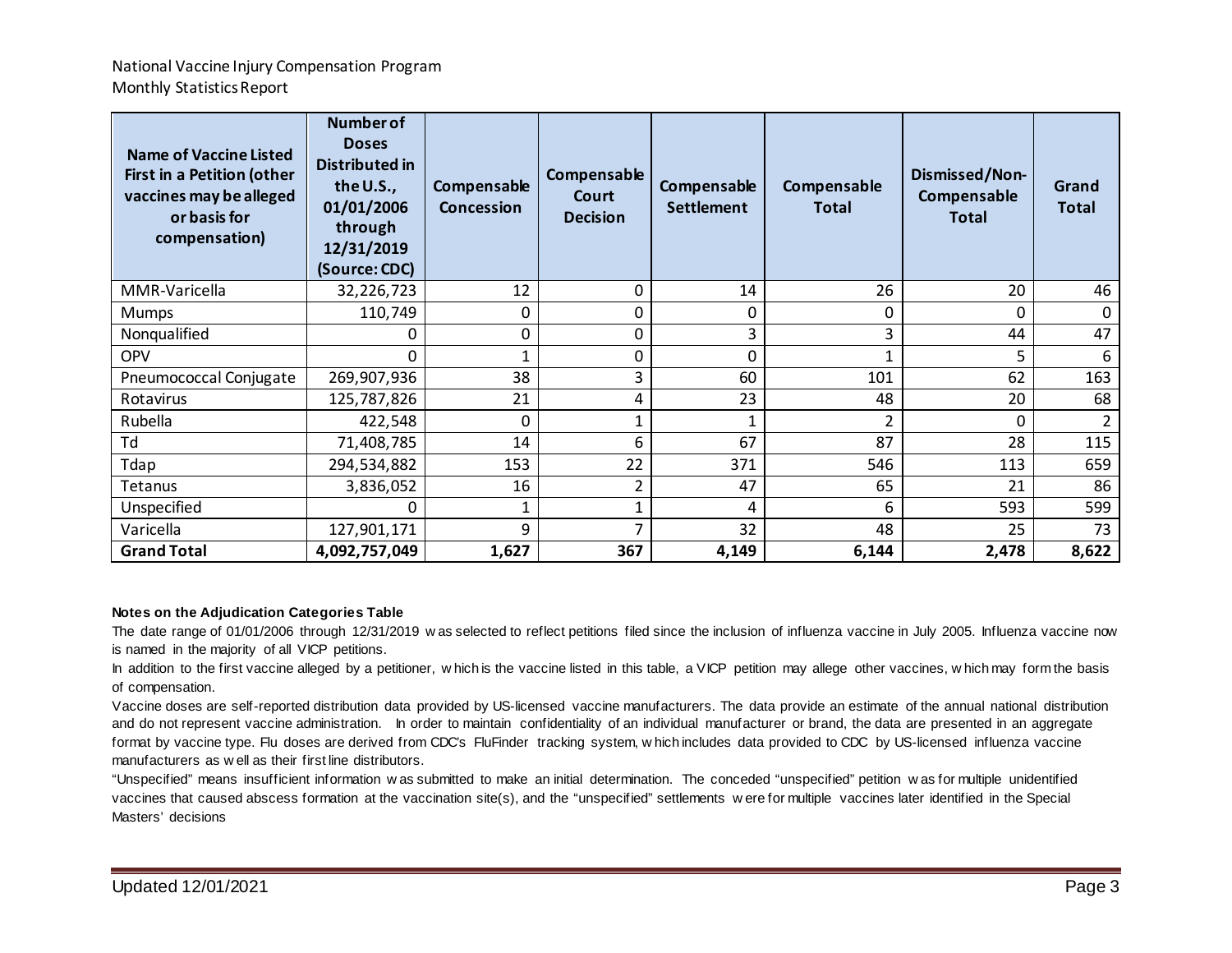National Vaccine Injury Compensation Program
Monthly Statistics Report

| Name of Vaccine Listed First in a Petition (other vaccines may be alleged or basis for compensation) | Number of Doses Distributed in the U.S., 01/01/2006 through 12/31/2019 (Source: CDC) | Compensable Concession | Compensable Court Decision | Compensable Settlement | Compensable Total | Dismissed/Non-Compensable Total | Grand Total |
|---|---|---|---|---|---|---|---|
| MMR-Varicella | 32,226,723 | 12 | 0 | 14 | 26 | 20 | 46 |
| Mumps | 110,749 | 0 | 0 | 0 | 0 | 0 | 0 |
| Nonqualified | 0 | 0 | 0 | 3 | 3 | 44 | 47 |
| OPV | 0 | 1 | 0 | 0 | 1 | 5 | 6 |
| Pneumococcal Conjugate | 269,907,936 | 38 | 3 | 60 | 101 | 62 | 163 |
| Rotavirus | 125,787,826 | 21 | 4 | 23 | 48 | 20 | 68 |
| Rubella | 422,548 | 0 | 1 | 1 | 2 | 0 | 2 |
| Td | 71,408,785 | 14 | 6 | 67 | 87 | 28 | 115 |
| Tdap | 294,534,882 | 153 | 22 | 371 | 546 | 113 | 659 |
| Tetanus | 3,836,052 | 16 | 2 | 47 | 65 | 21 | 86 |
| Unspecified | 0 | 1 | 1 | 4 | 6 | 593 | 599 |
| Varicella | 127,901,171 | 9 | 7 | 32 | 48 | 25 | 73 |
| **Grand Total** | **4,092,757,049** | **1,627** | **367** | **4,149** | **6,144** | **2,478** | **8,622** |

**Notes on the Adjudication Categories Table**

The date range of 01/01/2006 through 12/31/2019 was selected to reflect petitions filed since the inclusion of influenza vaccine in July 2005. Influenza vaccine now is named in the majority of all VICP petitions.

In addition to the first vaccine alleged by a petitioner, which is the vaccine listed in this table, a VICP petition may allege other vaccines, which may form the basis of compensation.

Vaccine doses are self-reported distribution data provided by US-licensed vaccine manufacturers. The data provide an estimate of the annual national distribution and do not represent vaccine administration. In order to maintain confidentiality of an individual manufacturer or brand, the data are presented in an aggregate format by vaccine type. Flu doses are derived from CDC's FluFinder tracking system, which includes data provided to CDC by US-licensed influenza vaccine manufacturers as well as their first line distributors.

"Unspecified" means insufficient information was submitted to make an initial determination. The conceded "unspecified" petition was for multiple unidentified vaccines that caused abscess formation at the vaccination site(s), and the "unspecified" settlements were for multiple vaccines later identified in the Special Masters' decisions

Updated 12/01/2021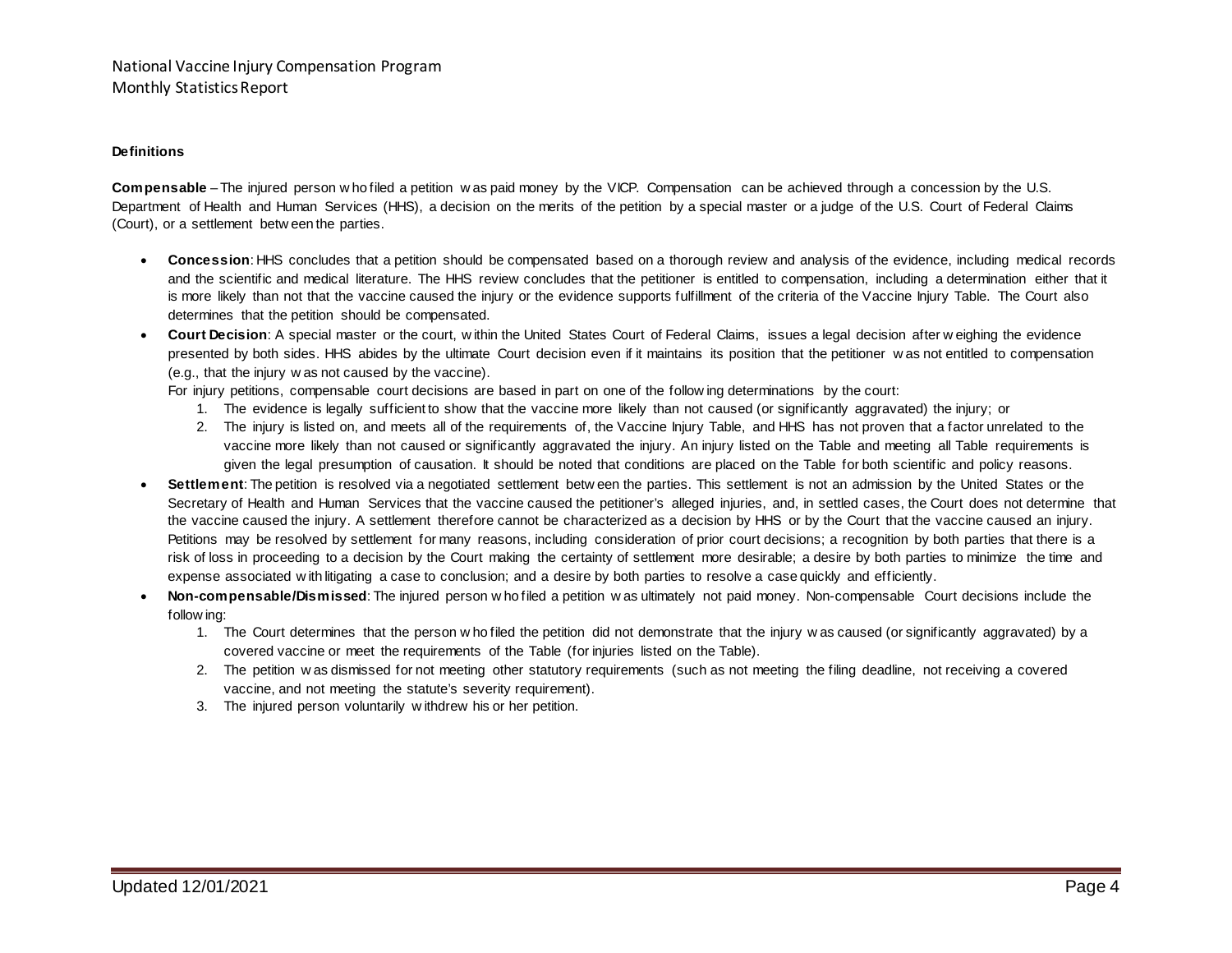**Definitions**

**Compensable** – The injured person who filed a petition was paid money by the VICP. Compensation can be achieved through a concession by the U.S. Department of Health and Human Services (HHS), a decision on the merits of the petition by a special master or a judge of the U.S. Court of Federal Claims (Court), or a settlement between the parties.

- **Concession**: HHS concludes that a petition should be compensated based on a thorough review and analysis of the evidence, including medical records and the scientific and medical literature. The HHS review concludes that the petitioner is entitled to compensation, including a determination either that it is more likely than not that the vaccine caused the injury or the evidence supports fulfillment of the criteria of the Vaccine Injury Table. The Court also determines that the petition should be compensated.
- **Court Decision**: A special master or the court, within the United States Court of Federal Claims, issues a legal decision after weighing the evidence presented by both sides. HHS abides by the ultimate Court decision even if it maintains its position that the petitioner was not entitled to compensation (e.g., that the injury was not caused by the vaccine).
  For injury petitions, compensable court decisions are based in part on one of the following determinations by the court:
    1. The evidence is legally sufficient to show that the vaccine more likely than not caused (or significantly aggravated) the injury; or
    2. The injury is listed on, and meets all of the requirements of, the Vaccine Injury Table, and HHS has not proven that a factor unrelated to the vaccine more likely than not caused or significantly aggravated the injury. An injury listed on the Table and meeting all Table requirements is given the legal presumption of causation. It should be noted that conditions are placed on the Table for both scientific and policy reasons.
- **Settlement**: The petition is resolved via a negotiated settlement between the parties. This settlement is not an admission by the United States or the Secretary of Health and Human Services that the vaccine caused the petitioner's alleged injuries, and, in settled cases, the Court does not determine that the vaccine caused the injury. A settlement therefore cannot be characterized as a decision by HHS or by the Court that the vaccine caused an injury. Petitions may be resolved by settlement for many reasons, including consideration of prior court decisions; a recognition by both parties that there is a risk of loss in proceeding to a decision by the Court making the certainty of settlement more desirable; a desire by both parties to minimize the time and expense associated with litigating a case to conclusion; and a desire by both parties to resolve a case quickly and efficiently.
- **Non-compensable/Dismissed**: The injured person who filed a petition was ultimately not paid money. Non-compensable Court decisions include the following:
    1. The Court determines that the person who filed the petition did not demonstrate that the injury was caused (or significantly aggravated) by a covered vaccine or meet the requirements of the Table (for injuries listed on the Table).
    2. The petition was dismissed for not meeting other statutory requirements (such as not meeting the filing deadline, not receiving a covered vaccine, and not meeting the statute's severity requirement).
    3. The injured person voluntarily withdrew his or her petition.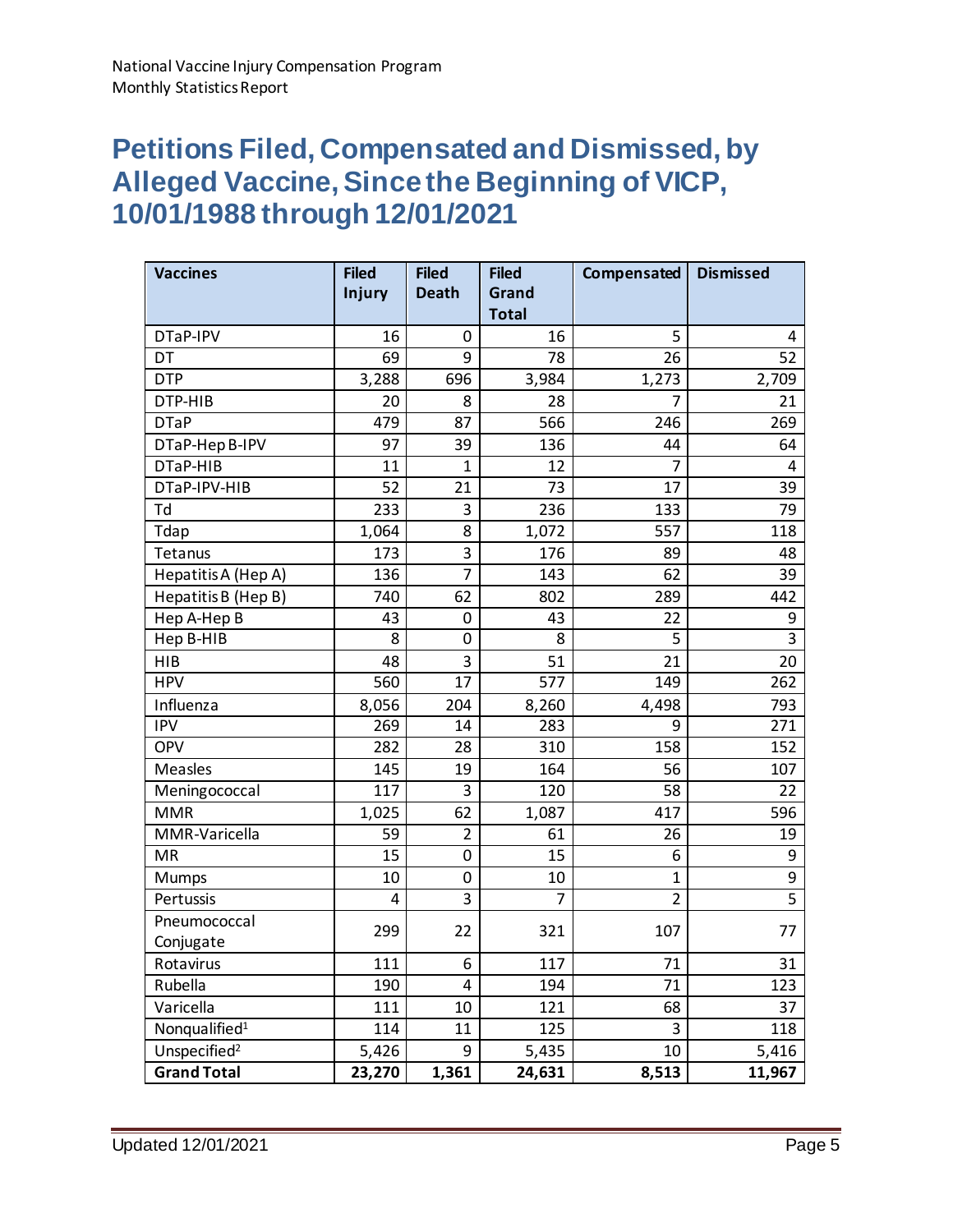National Vaccine Injury Compensation Program
Monthly Statistics Report

# Petitions Filed, Compensated and Dismissed, by Alleged Vaccine, Since the Beginning of VICP, 10/01/1988 through 12/01/2021

| Vaccines | Filed Injury | Filed Death | Filed Grand Total | Compensated | Dismissed |
|---|---|---|---|---|---|
| DTaP-IPV | 16 | 0 | 16 | 5 | 4 |
| DT | 69 | 9 | 78 | 26 | 52 |
| DTP | 3,288 | 696 | 3,984 | 1,273 | 2,709 |
| DTP-HIB | 20 | 8 | 28 | 7 | 21 |
| DTaP | 479 | 87 | 566 | 246 | 269 |
| DTaP-Hep B-IPV | 97 | 39 | 136 | 44 | 64 |
| DTaP-HIB | 11 | 1 | 12 | 7 | 4 |
| DTaP-IPV-HIB | 52 | 21 | 73 | 17 | 39 |
| Td | 233 | 3 | 236 | 133 | 79 |
| Tdap | 1,064 | 8 | 1,072 | 557 | 118 |
| Tetanus | 173 | 3 | 176 | 89 | 48 |
| Hepatitis A (Hep A) | 136 | 7 | 143 | 62 | 39 |
| Hepatitis B (Hep B) | 740 | 62 | 802 | 289 | 442 |
| Hep A-Hep B | 43 | 0 | 43 | 22 | 9 |
| Hep B-HIB | 8 | 0 | 8 | 5 | 3 |
| HIB | 48 | 3 | 51 | 21 | 20 |
| HPV | 560 | 17 | 577 | 149 | 262 |
| Influenza | 8,056 | 204 | 8,260 | 4,498 | 793 |
| IPV | 269 | 14 | 283 | 9 | 271 |
| OPV | 282 | 28 | 310 | 158 | 152 |
| Measles | 145 | 19 | 164 | 56 | 107 |
| Meningococcal | 117 | 3 | 120 | 58 | 22 |
| MMR | 1,025 | 62 | 1,087 | 417 | 596 |
| MMR-Varicella | 59 | 2 | 61 | 26 | 19 |
| MR | 15 | 0 | 15 | 6 | 9 |
| Mumps | 10 | 0 | 10 | 1 | 9 |
| Pertussis | 4 | 3 | 7 | 2 | 5 |
| Pneumococcal Conjugate | 299 | 22 | 321 | 107 | 77 |
| Rotavirus | 111 | 6 | 117 | 71 | 31 |
| Rubella | 190 | 4 | 194 | 71 | 123 |
| Varicella | 111 | 10 | 121 | 68 | 37 |
| Nonqualified[1] | 114 | 11 | 125 | 3 | 118 |
| Unspecified[2] | 5,426 | 9 | 5,435 | 10 | 5,416 |
| **Grand Total** | **23,270** | **1,361** | **24,631** | **8,513** | **11,967** |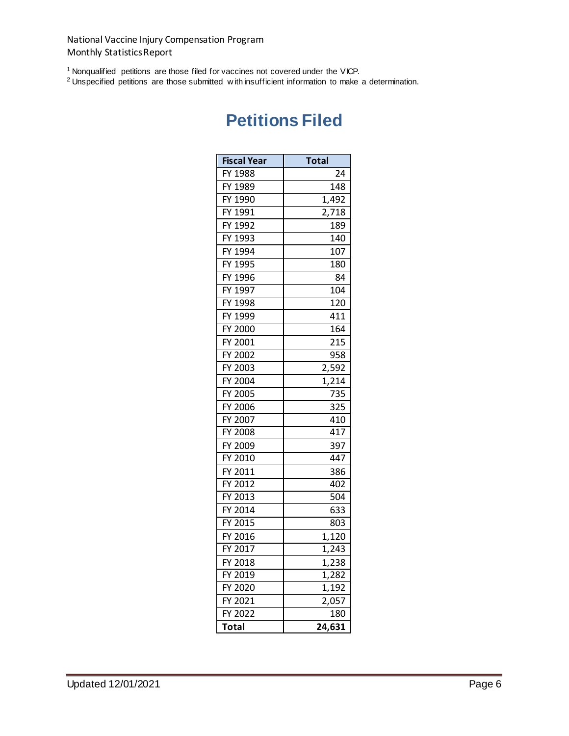National Vaccine Injury Compensation Program
Monthly Statistics Report

[1] Nonqualified petitions are those filed for vaccines not covered under the VICP.
[2] Unspecified petitions are those submitted with insufficient information to make a determination.

# Petitions Filed

| Fiscal Year | Total |
|---|---|
| FY 1988 | 24 |
| FY 1989 | 148 |
| FY 1990 | 1,492 |
| FY 1991 | 2,718 |
| FY 1992 | 189 |
| FY 1993 | 140 |
| FY 1994 | 107 |
| FY 1995 | 180 |
| FY 1996 | 84 |
| FY 1997 | 104 |
| FY 1998 | 120 |
| FY 1999 | 411 |
| FY 2000 | 164 |
| FY 2001 | 215 |
| FY 2002 | 958 |
| FY 2003 | 2,592 |
| FY 2004 | 1,214 |
| FY 2005 | 735 |
| FY 2006 | 325 |
| FY 2007 | 410 |
| FY 2008 | 417 |
| FY 2009 | 397 |
| FY 2010 | 447 |
| FY 2011 | 386 |
| FY 2012 | 402 |
| FY 2013 | 504 |
| FY 2014 | 633 |
| FY 2015 | 803 |
| FY 2016 | 1,120 |
| FY 2017 | 1,243 |
| FY 2018 | 1,238 |
| FY 2019 | 1,282 |
| FY 2020 | 1,192 |
| FY 2021 | 2,057 |
| FY 2022 | 180 |
| **Total** | **24,631** |

Updated 12/01/2021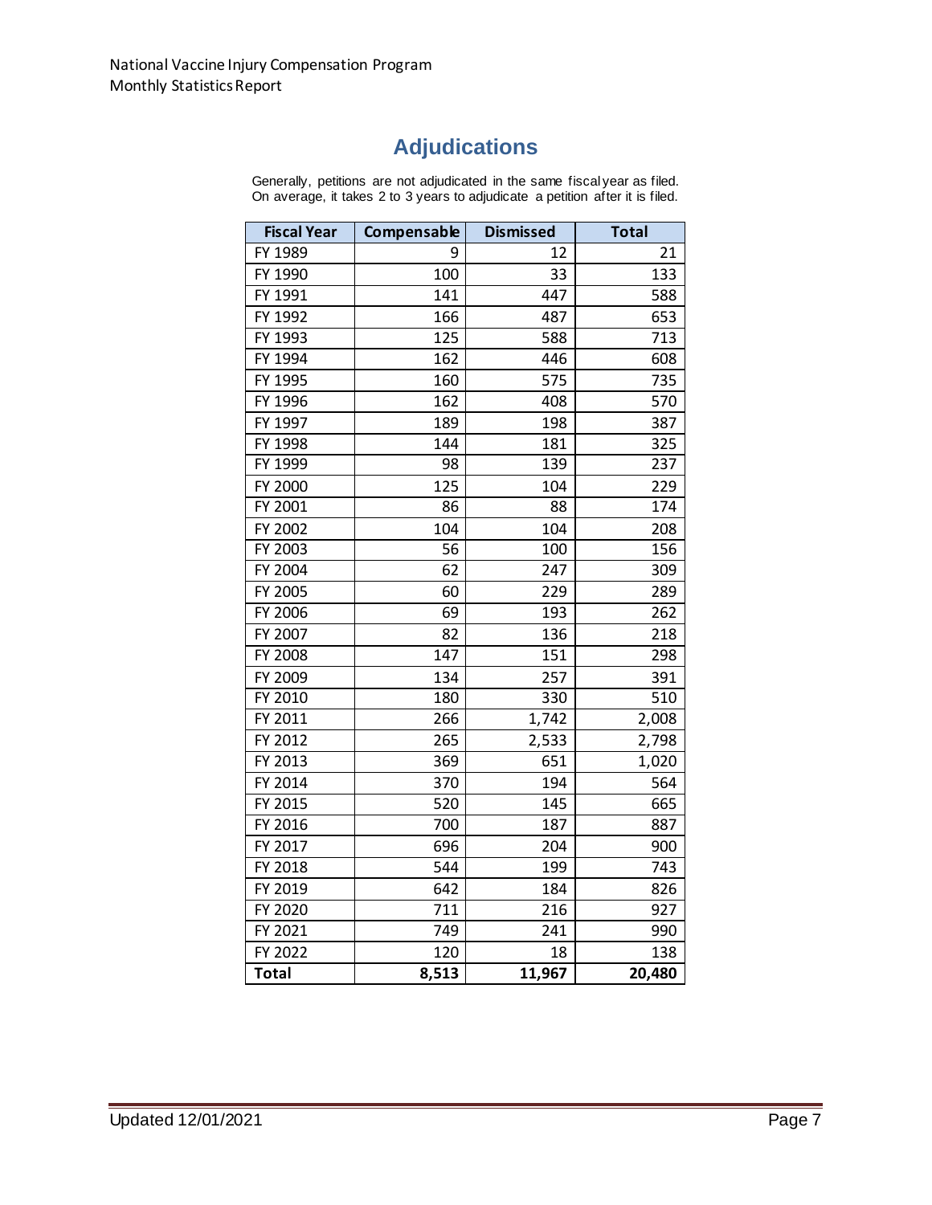# Adjudications

Generally, petitions are not adjudicated in the same fiscal year as filed. On average, it takes 2 to 3 years to adjudicate a petition after it is filed.

| Fiscal Year | Compensable | Dismissed | Total |
|---|---|---|---|
| FY 1989 | 9 | 12 | 21 |
| FY 1990 | 100 | 33 | 133 |
| FY 1991 | 141 | 447 | 588 |
| FY 1992 | 166 | 487 | 653 |
| FY 1993 | 125 | 588 | 713 |
| FY 1994 | 162 | 446 | 608 |
| FY 1995 | 160 | 575 | 735 |
| FY 1996 | 162 | 408 | 570 |
| FY 1997 | 189 | 198 | 387 |
| FY 1998 | 144 | 181 | 325 |
| FY 1999 | 98 | 139 | 237 |
| FY 2000 | 125 | 104 | 229 |
| FY 2001 | 86 | 88 | 174 |
| FY 2002 | 104 | 104 | 208 |
| FY 2003 | 56 | 100 | 156 |
| FY 2004 | 62 | 247 | 309 |
| FY 2005 | 60 | 229 | 289 |
| FY 2006 | 69 | 193 | 262 |
| FY 2007 | 82 | 136 | 218 |
| FY 2008 | 147 | 151 | 298 |
| FY 2009 | 134 | 257 | 391 |
| FY 2010 | 180 | 330 | 510 |
| FY 2011 | 266 | 1,742 | 2,008 |
| FY 2012 | 265 | 2,533 | 2,798 |
| FY 2013 | 369 | 651 | 1,020 |
| FY 2014 | 370 | 194 | 564 |
| FY 2015 | 520 | 145 | 665 |
| FY 2016 | 700 | 187 | 887 |
| FY 2017 | 696 | 204 | 900 |
| FY 2018 | 544 | 199 | 743 |
| FY 2019 | 642 | 184 | 826 |
| FY 2020 | 711 | 216 | 927 |
| FY 2021 | 749 | 241 | 990 |
| FY 2022 | 120 | 18 | 138 |
| **Total** | **8,513** | **11,967** | **20,480** |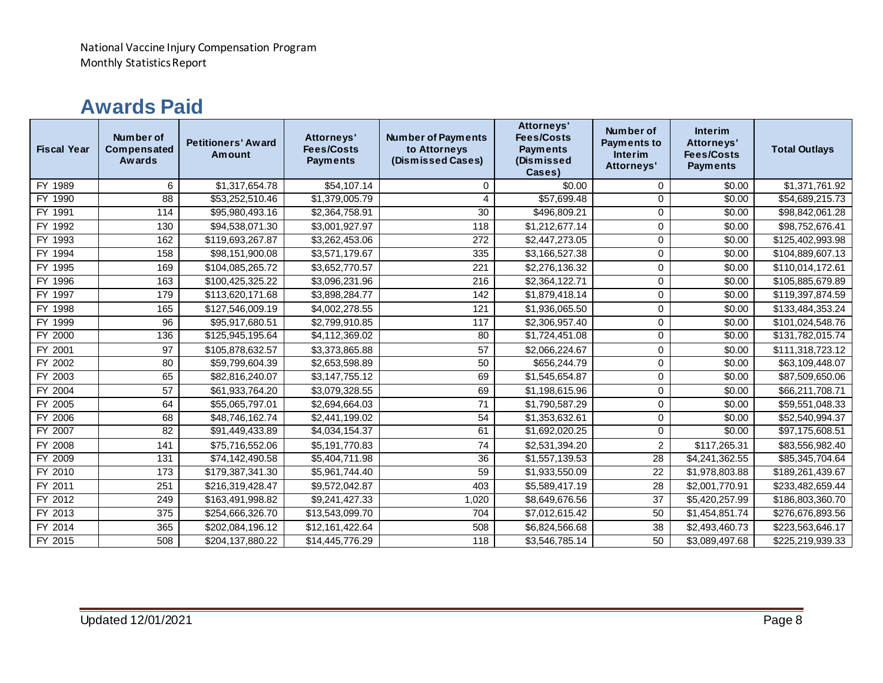National Vaccine Injury Compensation Program
Monthly Statistics Report

## Awards Paid

| Fiscal Year | Number of Compensated Awards | Petitioners' Award Amount | Attorneys' Fees/Costs Payments | Number of Payments to Attorneys (Dismissed Cases) | Attorneys' Fees/Costs Payments (Dismissed Cases) | Number of Payments to Interim Attorneys' | Interim Attorneys' Fees/Costs Payments | Total Outlays |
|---|---|---|---|---|---|---|---|---|
| FY 1989 | 6 | $1,317,654.78 | $54,107.14 | 0 | $0.00 | 0 | $0.00 | $1,371,761.92 |
| FY 1990 | 88 | $53,252,510.46 | $1,379,005.79 | 4 | $57,699.48 | 0 | $0.00 | $54,689,215.73 |
| FY 1991 | 114 | $95,980,493.16 | $2,364,758.91 | 30 | $496,809.21 | 0 | $0.00 | $98,842,061.28 |
| FY 1992 | 130 | $94,538,071.30 | $3,001,927.97 | 118 | $1,212,677.14 | 0 | $0.00 | $98,752,676.41 |
| FY 1993 | 162 | $119,693,267.87 | $3,262,453.06 | 272 | $2,447,273.05 | 0 | $0.00 | $125,402,993.98 |
| FY 1994 | 158 | $98,151,900.08 | $3,571,179.67 | 335 | $3,166,527.38 | 0 | $0.00 | $104,889,607.13 |
| FY 1995 | 169 | $104,085,265.72 | $3,652,770.57 | 221 | $2,276,136.32 | 0 | $0.00 | $110,014,172.61 |
| FY 1996 | 163 | $100,425,325.22 | $3,096,231.96 | 216 | $2,364,122.71 | 0 | $0.00 | $105,885,679.89 |
| FY 1997 | 179 | $113,620,171.68 | $3,898,284.77 | 142 | $1,879,418.14 | 0 | $0.00 | $119,397,874.59 |
| FY 1998 | 165 | $127,546,009.19 | $4,002,278.55 | 121 | $1,936,065.50 | 0 | $0.00 | $133,484,353.24 |
| FY 1999 | 96 | $95,917,680.51 | $2,799,910.85 | 117 | $2,306,957.40 | 0 | $0.00 | $101,024,548.76 |
| FY 2000 | 136 | $125,945,195.64 | $4,112,369.02 | 80 | $1,724,451.08 | 0 | $0.00 | $131,782,015.74 |
| FY 2001 | 97 | $105,878,632.57 | $3,373,865.88 | 57 | $2,066,224.67 | 0 | $0.00 | $111,318,723.12 |
| FY 2002 | 80 | $59,799,604.39 | $2,653,598.89 | 50 | $656,244.79 | 0 | $0.00 | $63,109,448.07 |
| FY 2003 | 65 | $82,816,240.07 | $3,147,755.12 | 69 | $1,545,654.87 | 0 | $0.00 | $87,509,650.06 |
| FY 2004 | 57 | $61,933,764.20 | $3,079,328.55 | 69 | $1,198,615.96 | 0 | $0.00 | $66,211,708.71 |
| FY 2005 | 64 | $55,065,797.01 | $2,694,664.03 | 71 | $1,790,587.29 | 0 | $0.00 | $59,551,048.33 |
| FY 2006 | 68 | $48,746,162.74 | $2,441,199.02 | 54 | $1,353,632.61 | 0 | $0.00 | $52,540,994.37 |
| FY 2007 | 82 | $91,449,433.89 | $4,034,154.37 | 61 | $1,692,020.25 | 0 | $0.00 | $97,175,608.51 |
| FY 2008 | 141 | $75,716,552.06 | $5,191,770.83 | 74 | $2,531,394.20 | 2 | $117,265.31 | $83,556,982.40 |
| FY 2009 | 131 | $74,142,490.58 | $5,404,711.98 | 36 | $1,557,139.53 | 28 | $4,241,362.55 | $85,345,704.64 |
| FY 2010 | 173 | $179,387,341.30 | $5,961,744.40 | 59 | $1,933,550.09 | 22 | $1,978,803.88 | $189,261,439.67 |
| FY 2011 | 251 | $216,319,428.47 | $9,572,042.87 | 403 | $5,589,417.19 | 28 | $2,001,770.91 | $233,482,659.44 |
| FY 2012 | 249 | $163,491,998.82 | $9,241,427.33 | 1,020 | $8,649,676.56 | 37 | $5,420,257.99 | $186,803,360.70 |
| FY 2013 | 375 | $254,666,326.70 | $13,543,099.70 | 704 | $7,012,615.42 | 50 | $1,454,851.74 | $276,676,893.56 |
| FY 2014 | 365 | $202,084,196.12 | $12,161,422.64 | 508 | $6,824,566.68 | 38 | $2,493,460.73 | $223,563,646.17 |
| FY 2015 | 508 | $204,137,880.22 | $14,445,776.29 | 118 | $3,546,785.14 | 50 | $3,089,497.68 | $225,219,939.33 |

Updated 12/01/2021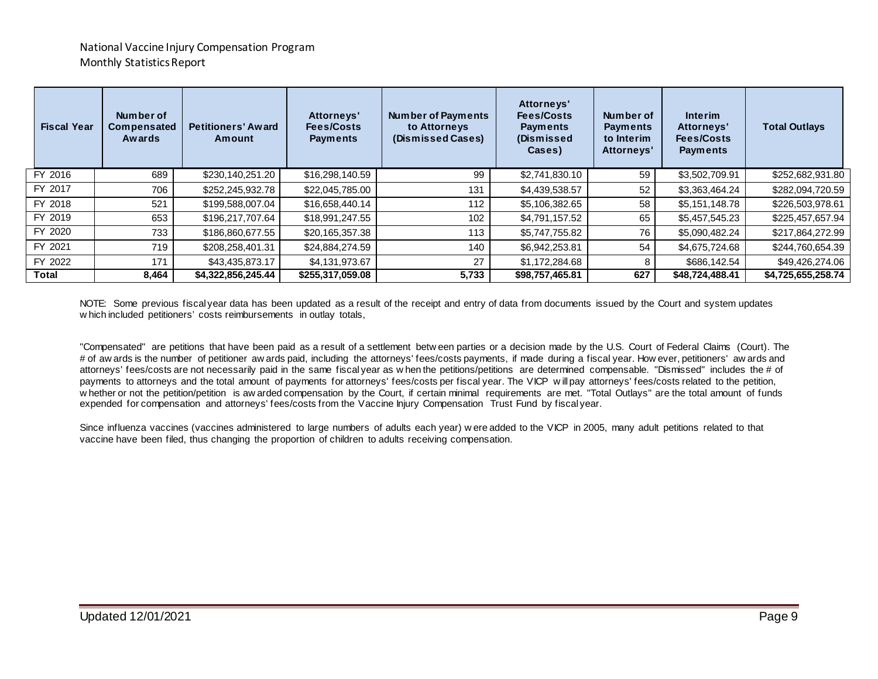National Vaccine Injury Compensation Program
Monthly Statistics Report

| Fiscal Year | Number of Compensated Awards | Petitioners' Award Amount | Attorneys' Fees/Costs Payments | Number of Payments to Attorneys (Dismissed Cases) | Attorneys' Fees/Costs Payments (Dismissed Cases) | Number of Payments to Interim Attorneys' | Interim Attorneys' Fees/Costs Payments | Total Outlays |
|---|---|---|---|---|---|---|---|---|
| FY 2016 | 689 | $230,140,251.20 | $16,298,140.59 | 99 | $2,741,830.10 | 59 | $3,502,709.91 | $252,682,931.80 |
| FY 2017 | 706 | $252,245,932.78 | $22,045,785.00 | 131 | $4,439,538.57 | 52 | $3,363,464.24 | $282,094,720.59 |
| FY 2018 | 521 | $199,588,007.04 | $16,658,440.14 | 112 | $5,106,382.65 | 58 | $5,151,148.78 | $226,503,978.61 |
| FY 2019 | 653 | $196,217,707.64 | $18,991,247.55 | 102 | $4,791,157.52 | 65 | $5,457,545.23 | $225,457,657.94 |
| FY 2020 | 733 | $186,860,677.55 | $20,165,357.38 | 113 | $5,747,755.82 | 76 | $5,090,482.24 | $217,864,272.99 |
| FY 2021 | 719 | $208,258,401.31 | $24,884,274.59 | 140 | $6,942,253.81 | 54 | $4,675,724.68 | $244,760,654.39 |
| FY 2022 | 171 | $43,435,873.17 | $4,131,973.67 | 27 | $1,172,284.68 | 8 | $686,142.54 | $49,426,274.06 |
| **Total** | **8,464** | **$4,322,856,245.44** | **$255,317,059.08** | **5,733** | **$98,757,465.81** | **627** | **$48,724,488.41** | **$4,725,655,258.74** |

NOTE: Some previous fiscal year data has been updated as a result of the receipt and entry of data from documents issued by the Court and system updates which included petitioners' costs reimbursements in outlay totals,

"Compensated" are petitions that have been paid as a result of a settlement between parties or a decision made by the U.S. Court of Federal Claims (Court). The # of awards is the number of petitioner awards paid, including the attorneys' fees/costs payments, if made during a fiscal year. However, petitioners' awards and attorneys' fees/costs are not necessarily paid in the same fiscal year as when the petitions/petitions are determined compensable. "Dismissed" includes the # of payments to attorneys and the total amount of payments for attorneys' fees/costs per fiscal year. The VICP will pay attorneys' fees/costs related to the petition, whether or not the petition/petition is awarded compensation by the Court, if certain minimal requirements are met. "Total Outlays" are the total amount of funds expended for compensation and attorneys' fees/costs from the Vaccine Injury Compensation Trust Fund by fiscal year.

Since influenza vaccines (vaccines administered to large numbers of adults each year) were added to the VICP in 2005, many adult petitions related to that vaccine have been filed, thus changing the proportion of children to adults receiving compensation.

Updated 12/01/2021